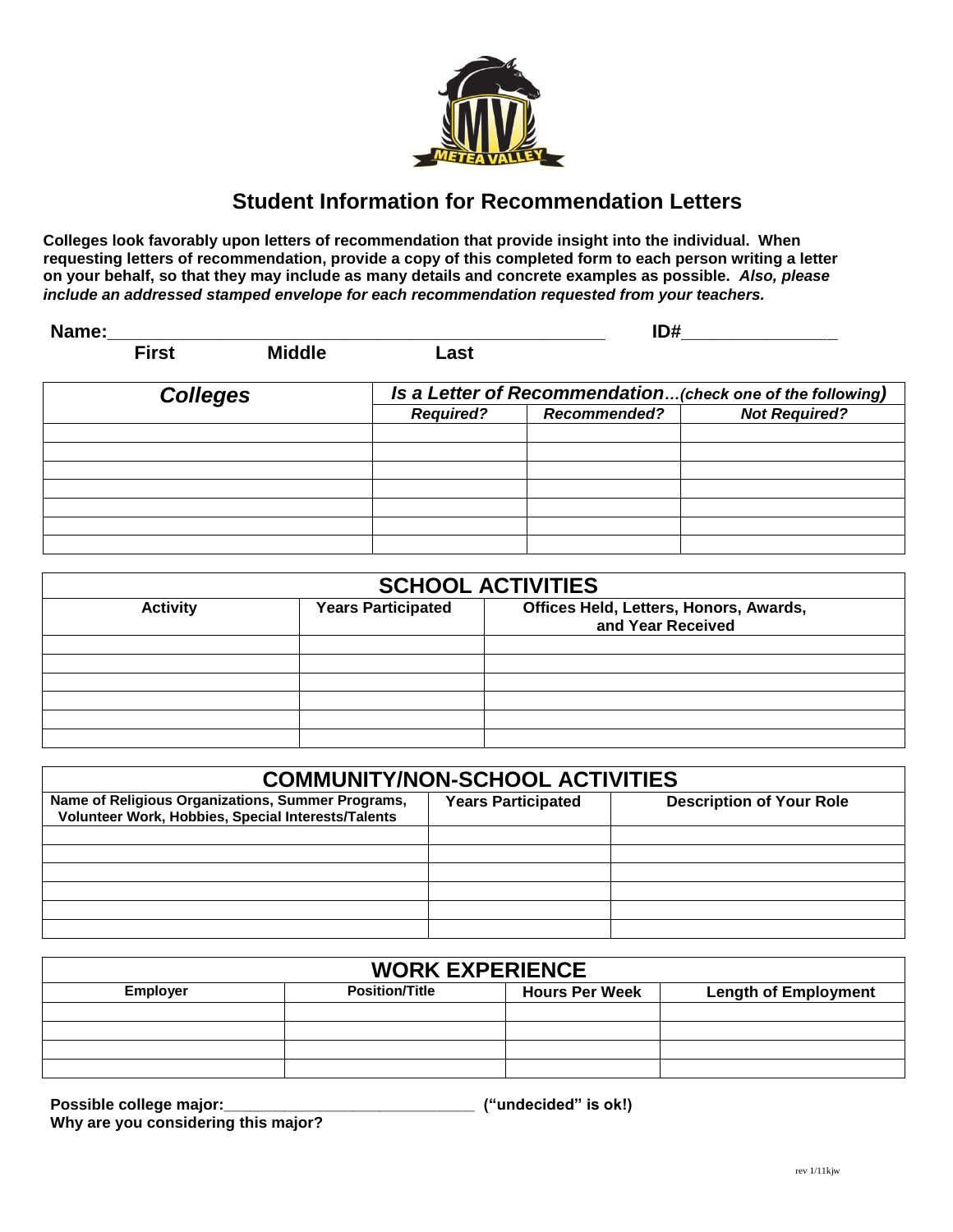# Student Information for Recommendation Letters

**Colleges look favorably upon letters of recommendation that provide insight into the individual. When requesting letters of recommendation, provide a copy of this completed form to each person writing a letter on your behalf, so that they may include as many details and concrete examples as possible.** ***Also, please include an addressed stamped envelope for each recommendation requested from your teachers.***

**Name:**___________________________________________________ **ID#**_______________

**First** **Middle** **Last**

| ***Colleges*** | ***Is a Letter of Recommendation…(check one of the following)*** | | |
|---|---|---|---|
| | ***Required?*** | ***Recommended?*** | ***Not Required?*** |
| | | | |
| | | | |
| | | | |
| | | | |
| | | | |
| | | | |
| | | | |

| **SCHOOL ACTIVITIES** | | |
|---|---|---|
| **Activity** | **Years Participated** | **Offices Held, Letters, Honors, Awards, and Year Received** |
| | | |
| | | |
| | | |
| | | |
| | | |
| | | |

| **COMMUNITY/NON-SCHOOL ACTIVITIES** | | |
|---|---|---|
| **Name of Religious Organizations, Summer Programs, Volunteer Work, Hobbies, Special Interests/Talents** | **Years Participated** | **Description of Your Role** |
| | | |
| | | |
| | | |
| | | |
| | | |
| | | |

| **WORK EXPERIENCE** | | | |
|---|---|---|---|
| **Employer** | **Position/Title** | **Hours Per Week** | **Length of Employment** |
| | | | |
| | | | |
| | | | |
| | | | |

**Possible college major:**______________________________ **("undecided" is ok!)**

**Why are you considering this major?**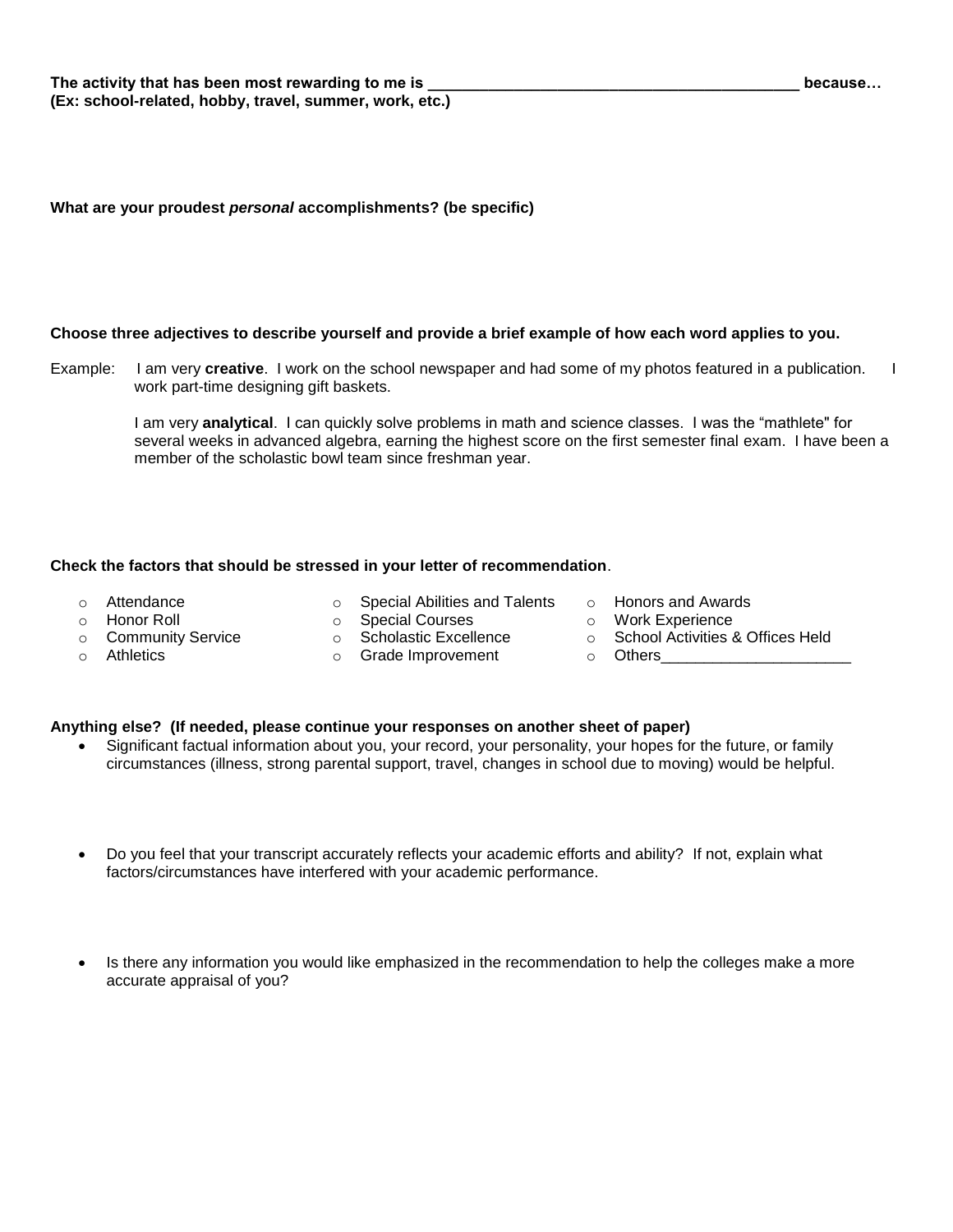**The activity that has been most rewarding to me is \_\_\_\_\_\_\_\_\_\_\_\_\_\_\_\_\_\_\_\_\_\_\_\_\_\_\_\_\_\_\_\_\_\_\_\_\_\_\_\_\_\_ because…**
**(Ex: school-related, hobby, travel, summer, work, etc.)**

**What are your proudest *personal* accomplishments? (be specific)**

**Choose three adjectives to describe yourself and provide a brief example of how each word applies to you.**

Example: I am very **creative**. I work on the school newspaper and had some of my photos featured in a publication. I work part-time designing gift baskets.

I am very **analytical**. I can quickly solve problems in math and science classes. I was the "mathlete" for several weeks in advanced algebra, earning the highest score on the first semester final exam. I have been a member of the scholastic bowl team since freshman year.

**Check the factors that should be stressed in your letter of recommendation**.

- ○ Attendance
- ○ Honor Roll
- ○ Community Service
- ○ Athletics
- ○ Special Abilities and Talents
- ○ Special Courses
- ○ Scholastic Excellence
- ○ Grade Improvement
- ○ Honors and Awards
- ○ Work Experience
- ○ School Activities & Offices Held
- ○ Others\_\_\_\_\_\_\_\_\_\_\_\_\_\_\_\_\_\_\_\_\_\_

**Anything else? (If needed, please continue your responses on another sheet of paper)**

- Significant factual information about you, your record, your personality, your hopes for the future, or family circumstances (illness, strong parental support, travel, changes in school due to moving) would be helpful.

- Do you feel that your transcript accurately reflects your academic efforts and ability? If not, explain what factors/circumstances have interfered with your academic performance.

- Is there any information you would like emphasized in the recommendation to help the colleges make a more accurate appraisal of you?